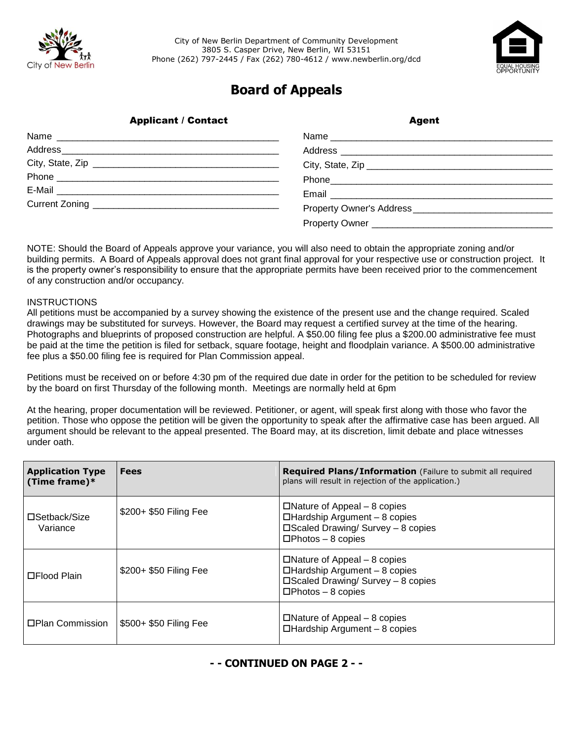City of New Berlin Department of Community Development
3805 S. Casper Drive, New Berlin, WI 53151
Phone (262) 797-2445 / Fax (262) 780-4612 / www.newberlin.org/dcd

# Board of Appeals

**Applicant / Contact**

Name ___________________________________________
Address_________________________________________
City, State, Zip __________________________________
Phone __________________________________________
E-Mail __________________________________________
Current Zoning ___________________________________

**Agent**

Name ___________________________________________
Address _________________________________________
City, State, Zip ___________________________________
Phone___________________________________________
Email ___________________________________________
Property Owner's Address __________________________
Property Owner ___________________________________

NOTE: Should the Board of Appeals approve your variance, you will also need to obtain the appropriate zoning and/or building permits. A Board of Appeals approval does not grant final approval for your respective use or construction project. It is the property owner's responsibility to ensure that the appropriate permits have been received prior to the commencement of any construction and/or occupancy.

INSTRUCTIONS
All petitions must be accompanied by a survey showing the existence of the present use and the change required. Scaled drawings may be substituted for surveys. However, the Board may request a certified survey at the time of the hearing. Photographs and blueprints of proposed construction are helpful. A $50.00 filing fee plus a $200.00 administrative fee must be paid at the time the petition is filed for setback, square footage, height and floodplain variance. A $500.00 administrative fee plus a $50.00 filing fee is required for Plan Commission appeal.

Petitions must be received on or before 4:30 pm of the required due date in order for the petition to be scheduled for review by the board on first Thursday of the following month. Meetings are normally held at 6pm

At the hearing, proper documentation will be reviewed. Petitioner, or agent, will speak first along with those who favor the petition. Those who oppose the petition will be given the opportunity to speak after the affirmative case has been argued. All argument should be relevant to the appeal presented. The Board may, at its discretion, limit debate and place witnesses under oath.

| **Application Type (Time frame)*** | **Fees** | **Required Plans/Information** (Failure to submit all required plans will result in rejection of the application.) |
|---|---|---|
| ☐Setback/Size Variance | $200+ $50 Filing Fee | ☐Nature of Appeal – 8 copies<br>☐Hardship Argument – 8 copies<br>☐Scaled Drawing/ Survey – 8 copies<br>☐Photos – 8 copies |
| ☐Flood Plain | $200+ $50 Filing Fee | ☐Nature of Appeal – 8 copies<br>☐Hardship Argument – 8 copies<br>☐Scaled Drawing/ Survey – 8 copies<br>☐Photos – 8 copies |
| ☐Plan Commission | $500+ $50 Filing Fee | ☐Nature of Appeal – 8 copies<br>☐Hardship Argument – 8 copies |

**- - CONTINUED ON PAGE 2 - -**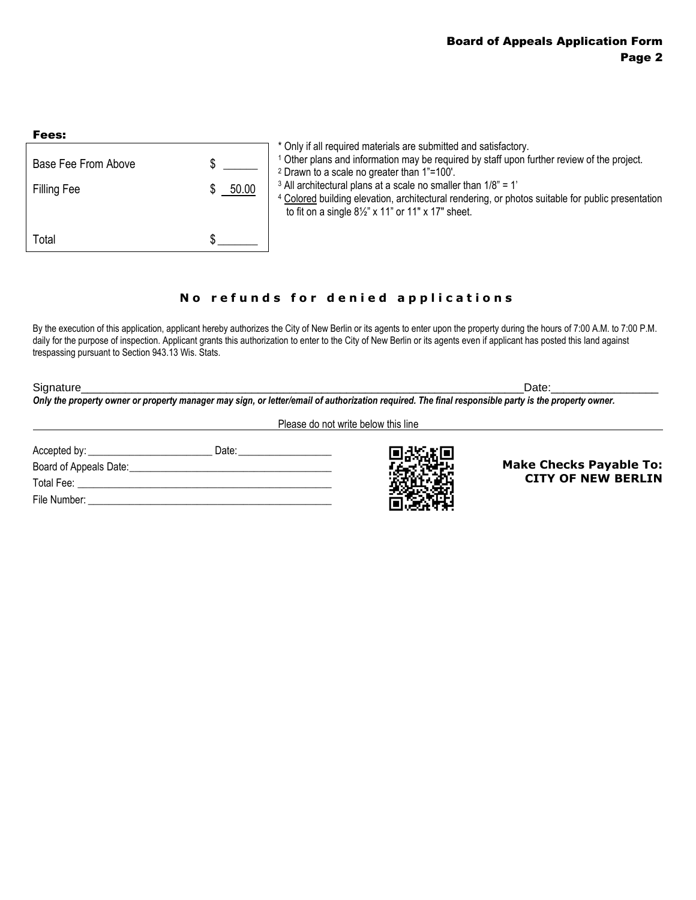**Fees:**

| | |
|---|---|
| Base Fee From Above | $ ______ |
| Filling Fee | $ 50.00 |
| Total | $ _______ |

\* Only if all required materials are submitted and satisfactory.
[1] Other plans and information may be required by staff upon further review of the project.
[2] Drawn to a scale no greater than 1"=100'.
[3] All architectural plans at a scale no smaller than 1/8" = 1'
[4] Colored building elevation, architectural rendering, or photos suitable for public presentation to fit on a single 8½" x 11" or 11" x 17" sheet.

**No refunds for denied applications**

By the execution of this application, applicant hereby authorizes the City of New Berlin or its agents to enter upon the property during the hours of 7:00 A.M. to 7:00 P.M. daily for the purpose of inspection. Applicant grants this authorization to enter to the City of New Berlin or its agents even if applicant has posted this land against trespassing pursuant to Section 943.13 Wis. Stats.

Signature_________________________________________________________________Date:________________

***Only the property owner or property manager may sign, or letter/email of authorization required. The final responsible party is the property owner.***

Please do not write below this line

Accepted by: _______________________ Date:_________________
Board of Appeals Date:_______________________________________
Total Fee: ______________________________________________
File Number: ____________________________________________

**Make Checks Payable To:**
**CITY OF NEW BERLIN**